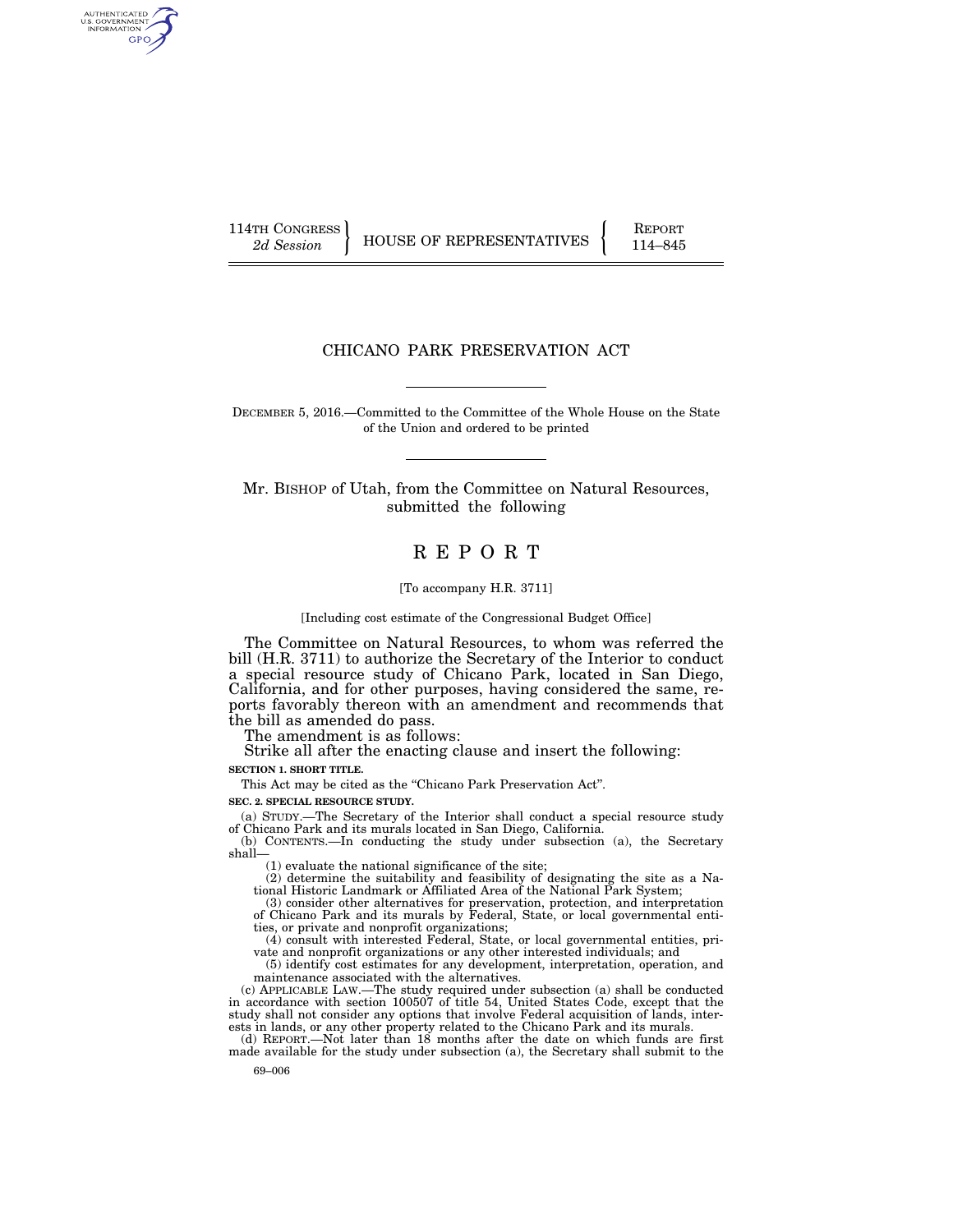114TH CONGRESS
*2d Session*

HOUSE OF REPRESENTATIVES

REPORT
114–845

# CHICANO PARK PRESERVATION ACT

DECEMBER 5, 2016.—Committed to the Committee of the Whole House on the State of the Union and ordered to be printed

Mr. BISHOP of Utah, from the Committee on Natural Resources, submitted the following

# R E P O R T

[To accompany H.R. 3711]

[Including cost estimate of the Congressional Budget Office]

The Committee on Natural Resources, to whom was referred the bill (H.R. 3711) to authorize the Secretary of the Interior to conduct a special resource study of Chicano Park, located in San Diego, California, and for other purposes, having considered the same, reports favorably thereon with an amendment and recommends that the bill as amended do pass.

The amendment is as follows:

Strike all after the enacting clause and insert the following:

**SECTION 1. SHORT TITLE.**

This Act may be cited as the "Chicano Park Preservation Act".

**SEC. 2. SPECIAL RESOURCE STUDY.**

(a) STUDY.—The Secretary of the Interior shall conduct a special resource study of Chicano Park and its murals located in San Diego, California.

(b) CONTENTS.—In conducting the study under subsection (a), the Secretary shall—

(1) evaluate the national significance of the site;

(2) determine the suitability and feasibility of designating the site as a National Historic Landmark or Affiliated Area of the National Park System;

(3) consider other alternatives for preservation, protection, and interpretation of Chicano Park and its murals by Federal, State, or local governmental entities, or private and nonprofit organizations;

(4) consult with interested Federal, State, or local governmental entities, private and nonprofit organizations or any other interested individuals; and

(5) identify cost estimates for any development, interpretation, operation, and maintenance associated with the alternatives.

(c) APPLICABLE LAW.—The study required under subsection (a) shall be conducted in accordance with section 100507 of title 54, United States Code, except that the study shall not consider any options that involve Federal acquisition of lands, interests in lands, or any other property related to the Chicano Park and its murals.

(d) REPORT.—Not later than 18 months after the date on which funds are first made available for the study under subsection (a), the Secretary shall submit to the

69–006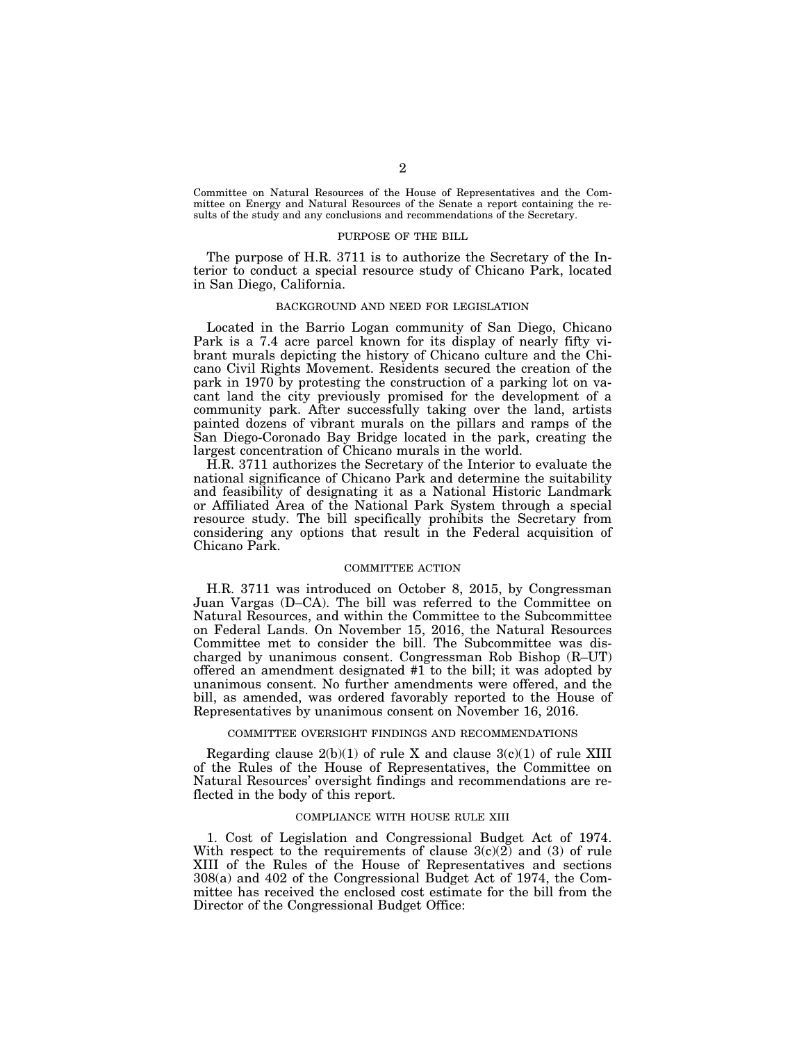Committee on Natural Resources of the House of Representatives and the Committee on Energy and Natural Resources of the Senate a report containing the results of the study and any conclusions and recommendations of the Secretary.

## PURPOSE OF THE BILL

The purpose of H.R. 3711 is to authorize the Secretary of the Interior to conduct a special resource study of Chicano Park, located in San Diego, California.

## BACKGROUND AND NEED FOR LEGISLATION

Located in the Barrio Logan community of San Diego, Chicano Park is a 7.4 acre parcel known for its display of nearly fifty vibrant murals depicting the history of Chicano culture and the Chicano Civil Rights Movement. Residents secured the creation of the park in 1970 by protesting the construction of a parking lot on vacant land the city previously promised for the development of a community park. After successfully taking over the land, artists painted dozens of vibrant murals on the pillars and ramps of the San Diego-Coronado Bay Bridge located in the park, creating the largest concentration of Chicano murals in the world.

H.R. 3711 authorizes the Secretary of the Interior to evaluate the national significance of Chicano Park and determine the suitability and feasibility of designating it as a National Historic Landmark or Affiliated Area of the National Park System through a special resource study. The bill specifically prohibits the Secretary from considering any options that result in the Federal acquisition of Chicano Park.

## COMMITTEE ACTION

H.R. 3711 was introduced on October 8, 2015, by Congressman Juan Vargas (D–CA). The bill was referred to the Committee on Natural Resources, and within the Committee to the Subcommittee on Federal Lands. On November 15, 2016, the Natural Resources Committee met to consider the bill. The Subcommittee was discharged by unanimous consent. Congressman Rob Bishop (R–UT) offered an amendment designated #1 to the bill; it was adopted by unanimous consent. No further amendments were offered, and the bill, as amended, was ordered favorably reported to the House of Representatives by unanimous consent on November 16, 2016.

## COMMITTEE OVERSIGHT FINDINGS AND RECOMMENDATIONS

Regarding clause 2(b)(1) of rule X and clause 3(c)(1) of rule XIII of the Rules of the House of Representatives, the Committee on Natural Resources' oversight findings and recommendations are reflected in the body of this report.

## COMPLIANCE WITH HOUSE RULE XIII

1. Cost of Legislation and Congressional Budget Act of 1974. With respect to the requirements of clause 3(c)(2) and (3) of rule XIII of the Rules of the House of Representatives and sections 308(a) and 402 of the Congressional Budget Act of 1974, the Committee has received the enclosed cost estimate for the bill from the Director of the Congressional Budget Office: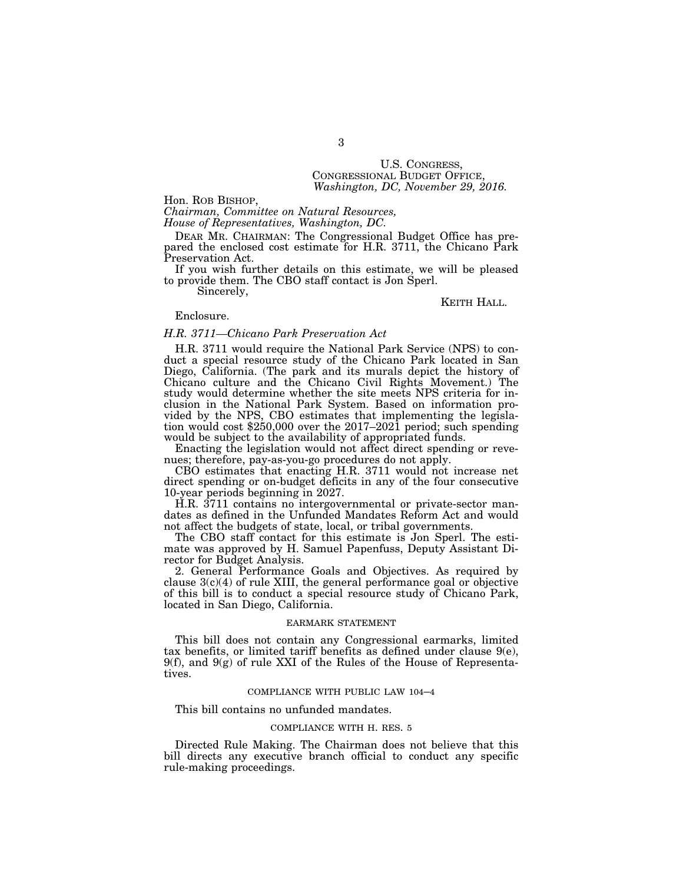U.S. CONGRESS,
CONGRESSIONAL BUDGET OFFICE,
*Washington, DC, November 29, 2016.*

Hon. ROB BISHOP,
*Chairman, Committee on Natural Resources,*
*House of Representatives, Washington, DC.*

DEAR MR. CHAIRMAN: The Congressional Budget Office has prepared the enclosed cost estimate for H.R. 3711, the Chicano Park Preservation Act.

If you wish further details on this estimate, we will be pleased to provide them. The CBO staff contact is Jon Sperl.

Sincerely,

KEITH HALL.

Enclosure.

*H.R. 3711—Chicano Park Preservation Act*

H.R. 3711 would require the National Park Service (NPS) to conduct a special resource study of the Chicano Park located in San Diego, California. (The park and its murals depict the history of Chicano culture and the Chicano Civil Rights Movement.) The study would determine whether the site meets NPS criteria for inclusion in the National Park System. Based on information provided by the NPS, CBO estimates that implementing the legislation would cost $250,000 over the 2017–2021 period; such spending would be subject to the availability of appropriated funds.

Enacting the legislation would not affect direct spending or revenues; therefore, pay-as-you-go procedures do not apply.

CBO estimates that enacting H.R. 3711 would not increase net direct spending or on-budget deficits in any of the four consecutive 10-year periods beginning in 2027.

H.R. 3711 contains no intergovernmental or private-sector mandates as defined in the Unfunded Mandates Reform Act and would not affect the budgets of state, local, or tribal governments.

The CBO staff contact for this estimate is Jon Sperl. The estimate was approved by H. Samuel Papenfuss, Deputy Assistant Director for Budget Analysis.

2. General Performance Goals and Objectives. As required by clause 3(c)(4) of rule XIII, the general performance goal or objective of this bill is to conduct a special resource study of Chicano Park, located in San Diego, California.

## EARMARK STATEMENT

This bill does not contain any Congressional earmarks, limited tax benefits, or limited tariff benefits as defined under clause 9(e), 9(f), and 9(g) of rule XXI of the Rules of the House of Representatives.

## COMPLIANCE WITH PUBLIC LAW 104–4

This bill contains no unfunded mandates.

## COMPLIANCE WITH H. RES. 5

Directed Rule Making. The Chairman does not believe that this bill directs any executive branch official to conduct any specific rule-making proceedings.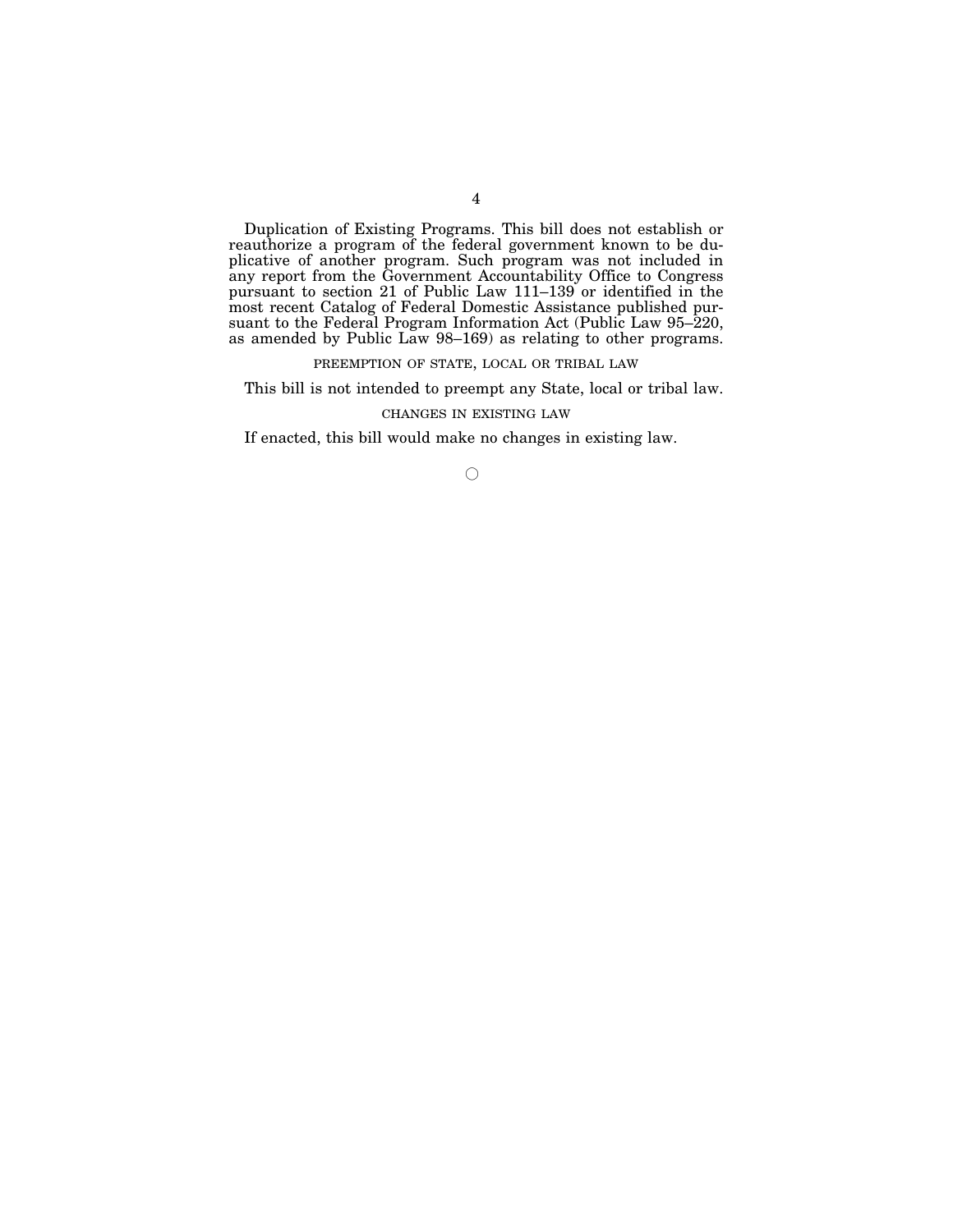Duplication of Existing Programs. This bill does not establish or reauthorize a program of the federal government known to be duplicative of another program. Such program was not included in any report from the Government Accountability Office to Congress pursuant to section 21 of Public Law 111–139 or identified in the most recent Catalog of Federal Domestic Assistance published pursuant to the Federal Program Information Act (Public Law 95–220, as amended by Public Law 98–169) as relating to other programs.

## PREEMPTION OF STATE, LOCAL OR TRIBAL LAW

This bill is not intended to preempt any State, local or tribal law.

## CHANGES IN EXISTING LAW

If enacted, this bill would make no changes in existing law.